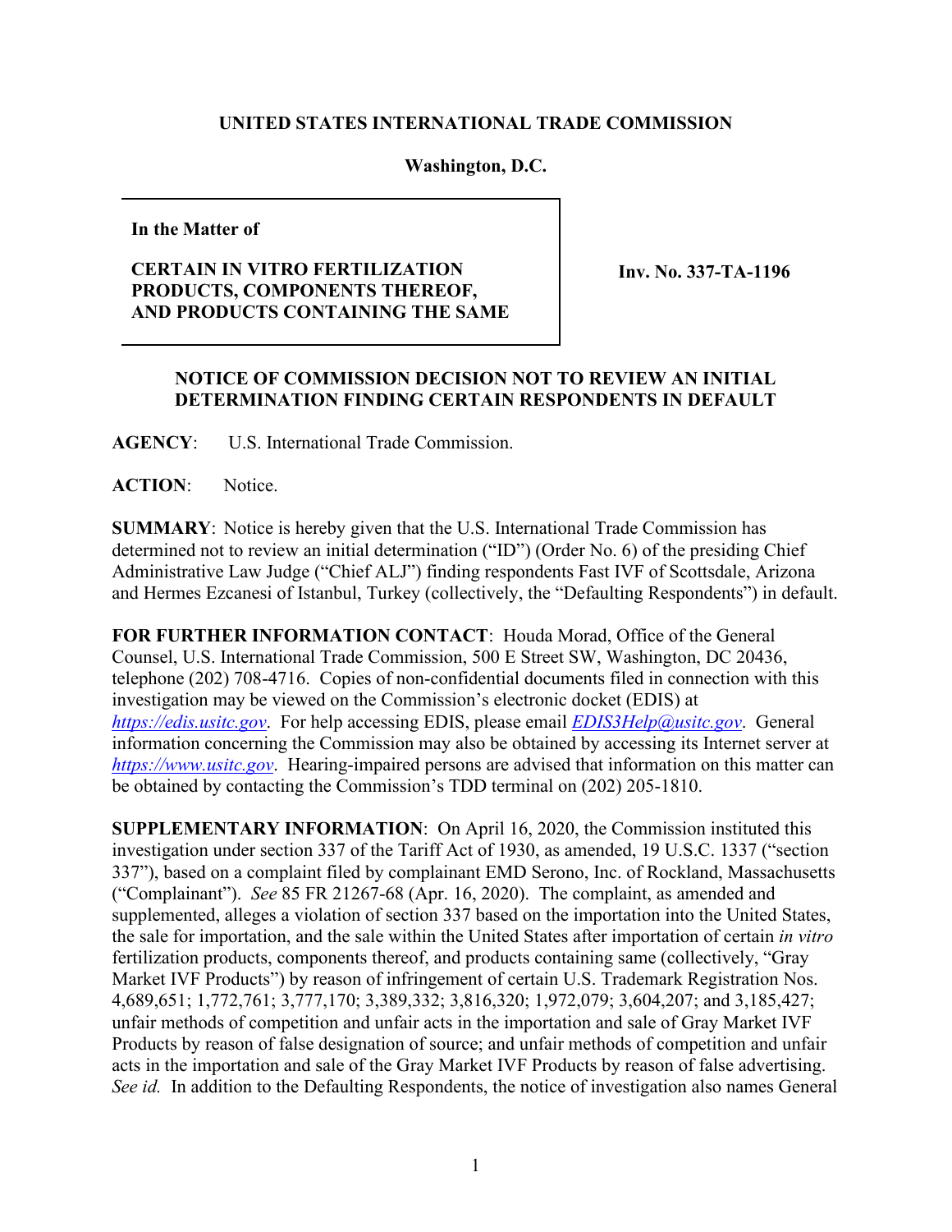**UNITED STATES INTERNATIONAL TRADE COMMISSION**

**Washington, D.C.**

| **In the Matter of** <br><br> **CERTAIN IN VITRO FERTILIZATION PRODUCTS, COMPONENTS THEREOF, AND PRODUCTS CONTAINING THE SAME** | **Inv. No. 337-TA-1196** |
|---|---|

**NOTICE OF COMMISSION DECISION NOT TO REVIEW AN INITIAL DETERMINATION FINDING CERTAIN RESPONDENTS IN DEFAULT**

**AGENCY**: U.S. International Trade Commission.

**ACTION**: Notice.

**SUMMARY**: Notice is hereby given that the U.S. International Trade Commission has determined not to review an initial determination ("ID") (Order No. 6) of the presiding Chief Administrative Law Judge ("Chief ALJ") finding respondents Fast IVF of Scottsdale, Arizona and Hermes Ezcanesi of Istanbul, Turkey (collectively, the "Defaulting Respondents") in default.

**FOR FURTHER INFORMATION CONTACT**: Houda Morad, Office of the General Counsel, U.S. International Trade Commission, 500 E Street SW, Washington, DC 20436, telephone (202) 708-4716. Copies of non-confidential documents filed in connection with this investigation may be viewed on the Commission's electronic docket (EDIS) at *https://edis.usitc.gov*. For help accessing EDIS, please email *EDIS3Help@usitc.gov*. General information concerning the Commission may also be obtained by accessing its Internet server at *https://www.usitc.gov*. Hearing-impaired persons are advised that information on this matter can be obtained by contacting the Commission's TDD terminal on (202) 205-1810.

**SUPPLEMENTARY INFORMATION**: On April 16, 2020, the Commission instituted this investigation under section 337 of the Tariff Act of 1930, as amended, 19 U.S.C. 1337 ("section 337"), based on a complaint filed by complainant EMD Serono, Inc. of Rockland, Massachusetts ("Complainant"). *See* 85 FR 21267-68 (Apr. 16, 2020). The complaint, as amended and supplemented, alleges a violation of section 337 based on the importation into the United States, the sale for importation, and the sale within the United States after importation of certain *in vitro* fertilization products, components thereof, and products containing same (collectively, "Gray Market IVF Products") by reason of infringement of certain U.S. Trademark Registration Nos. 4,689,651; 1,772,761; 3,777,170; 3,389,332; 3,816,320; 1,972,079; 3,604,207; and 3,185,427; unfair methods of competition and unfair acts in the importation and sale of Gray Market IVF Products by reason of false designation of source; and unfair methods of competition and unfair acts in the importation and sale of the Gray Market IVF Products by reason of false advertising. *See id.* In addition to the Defaulting Respondents, the notice of investigation also names General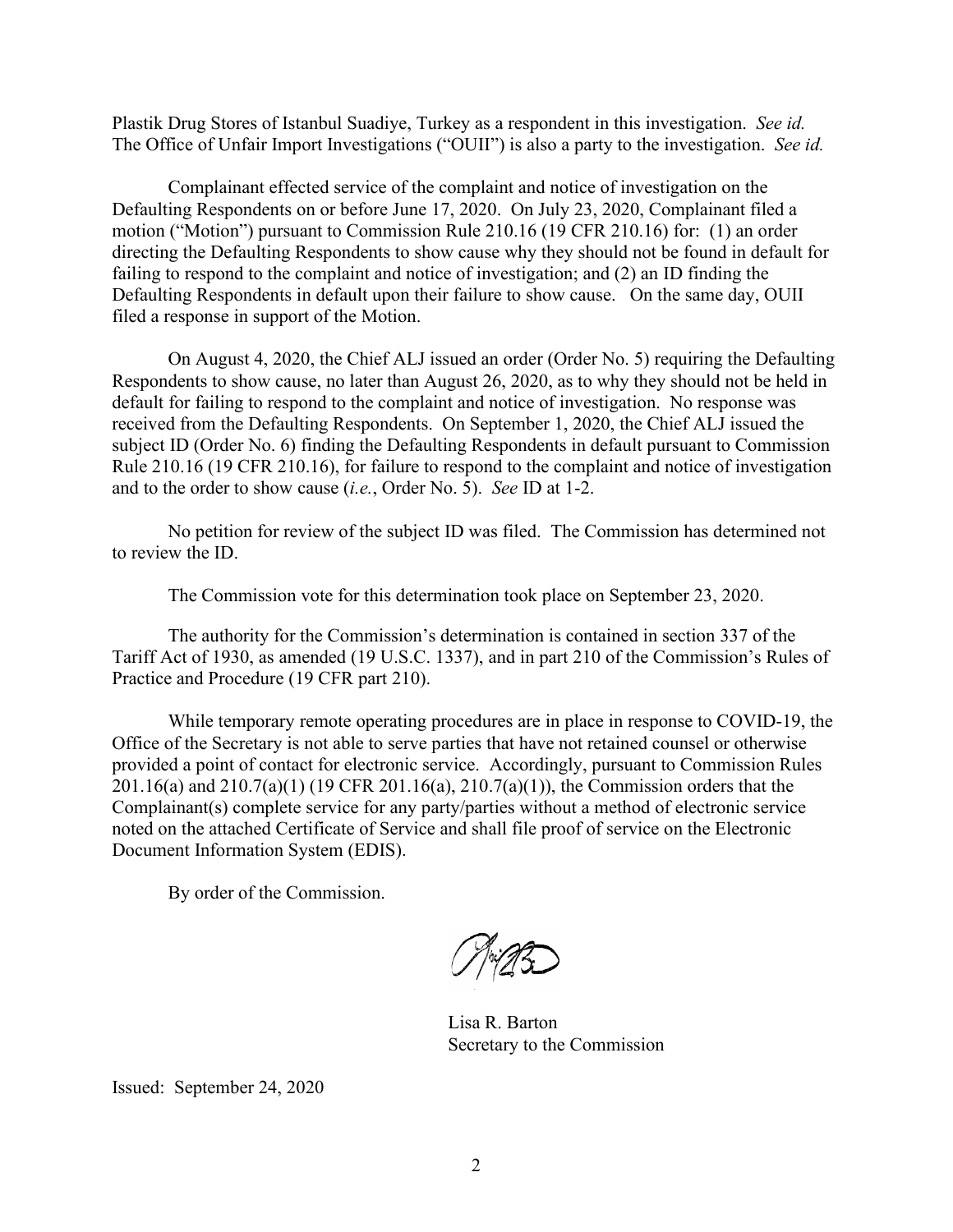Plastik Drug Stores of Istanbul Suadiye, Turkey as a respondent in this investigation. *See id.* The Office of Unfair Import Investigations ("OUII") is also a party to the investigation. *See id.*

Complainant effected service of the complaint and notice of investigation on the Defaulting Respondents on or before June 17, 2020. On July 23, 2020, Complainant filed a motion ("Motion") pursuant to Commission Rule 210.16 (19 CFR 210.16) for: (1) an order directing the Defaulting Respondents to show cause why they should not be found in default for failing to respond to the complaint and notice of investigation; and (2) an ID finding the Defaulting Respondents in default upon their failure to show cause. On the same day, OUII filed a response in support of the Motion.

On August 4, 2020, the Chief ALJ issued an order (Order No. 5) requiring the Defaulting Respondents to show cause, no later than August 26, 2020, as to why they should not be held in default for failing to respond to the complaint and notice of investigation. No response was received from the Defaulting Respondents. On September 1, 2020, the Chief ALJ issued the subject ID (Order No. 6) finding the Defaulting Respondents in default pursuant to Commission Rule 210.16 (19 CFR 210.16), for failure to respond to the complaint and notice of investigation and to the order to show cause (*i.e.*, Order No. 5). *See* ID at 1-2.

No petition for review of the subject ID was filed. The Commission has determined not to review the ID.

The Commission vote for this determination took place on September 23, 2020.

The authority for the Commission's determination is contained in section 337 of the Tariff Act of 1930, as amended (19 U.S.C. 1337), and in part 210 of the Commission's Rules of Practice and Procedure (19 CFR part 210).

While temporary remote operating procedures are in place in response to COVID-19, the Office of the Secretary is not able to serve parties that have not retained counsel or otherwise provided a point of contact for electronic service. Accordingly, pursuant to Commission Rules 201.16(a) and 210.7(a)(1) (19 CFR 201.16(a), 210.7(a)(1)), the Commission orders that the Complainant(s) complete service for any party/parties without a method of electronic service noted on the attached Certificate of Service and shall file proof of service on the Electronic Document Information System (EDIS).

By order of the Commission.

Lisa R. Barton
Secretary to the Commission

Issued: September 24, 2020